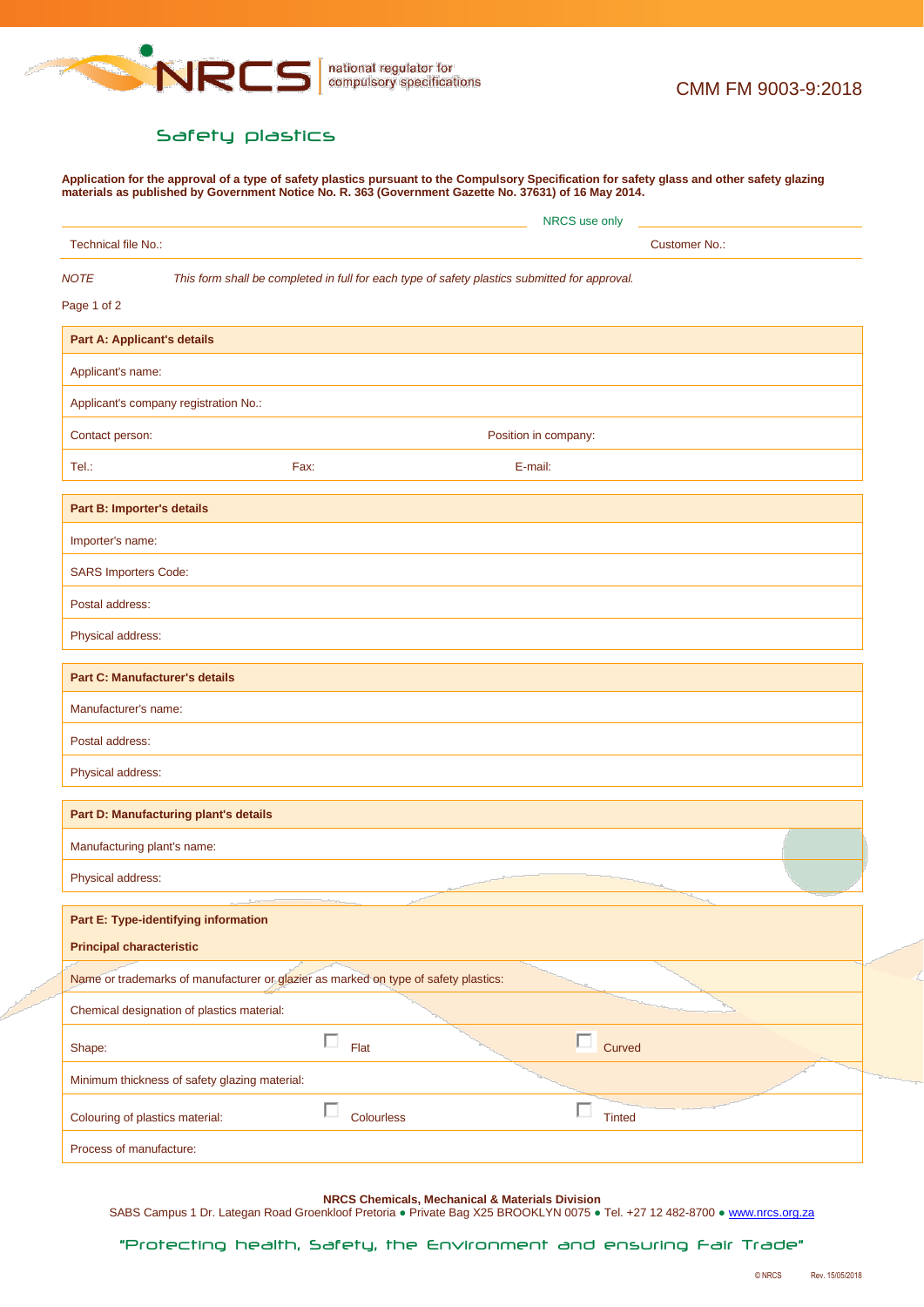national regulator for compulsory specifications

CMM FM 9003-9:2018

# Safety plastics

**Application for the approval of a type of safety plastics pursuant to the Compulsory Specification for safety glass and other safety glazing materials as published by Government Notice No. R. 363 (Government Gazette No. 37631) of 16 May 2014.**

NRCS use only

| Technical file No.: | Customer No.: |
|---|---|

*NOTE* *This form shall be completed in full for each type of safety plastics submitted for approval.*

Page 1 of 2

| **Part A: Applicant's details** | | |
|---|---|---|
| Applicant's name: | | |
| Applicant's company registration No.: | | |
| Contact person: | | Position in company: |
| Tel.: | Fax: | E-mail: |

| **Part B: Importer's details** |
|---|
| Importer's name: |
| SARS Importers Code: |
| Postal address: |
| Physical address: |

| **Part C: Manufacturer's details** |
|---|
| Manufacturer's name: |
| Postal address: |
| Physical address: |

| **Part D: Manufacturing plant's details** |
|---|
| Manufacturing plant's name: |
| Physical address: |

| **Part E: Type-identifying information** | | |
|---|---|---|
| **Principal characteristic** | | |
| Name or trademarks of manufacturer or glazier as marked on type of safety plastics: | | |
| Chemical designation of plastics material: | | |
| Shape: | ☐ Flat | ☐ Curved |
| Minimum thickness of safety glazing material: | | |
| Colouring of plastics material: | ☐ Colourless | ☐ Tinted |
| Process of manufacture: | | |

**NRCS Chemicals, Mechanical & Materials Division**
SABS Campus 1 Dr. Lategan Road Groenkloof Pretoria ● Private Bag X25 BROOKLYN 0075 ● Tel. +27 12 482-8700 ● www.nrcs.org.za

"Protecting health, Safety, the Environment and ensuring Fair Trade"

© NRCS Rev. 15/05/2018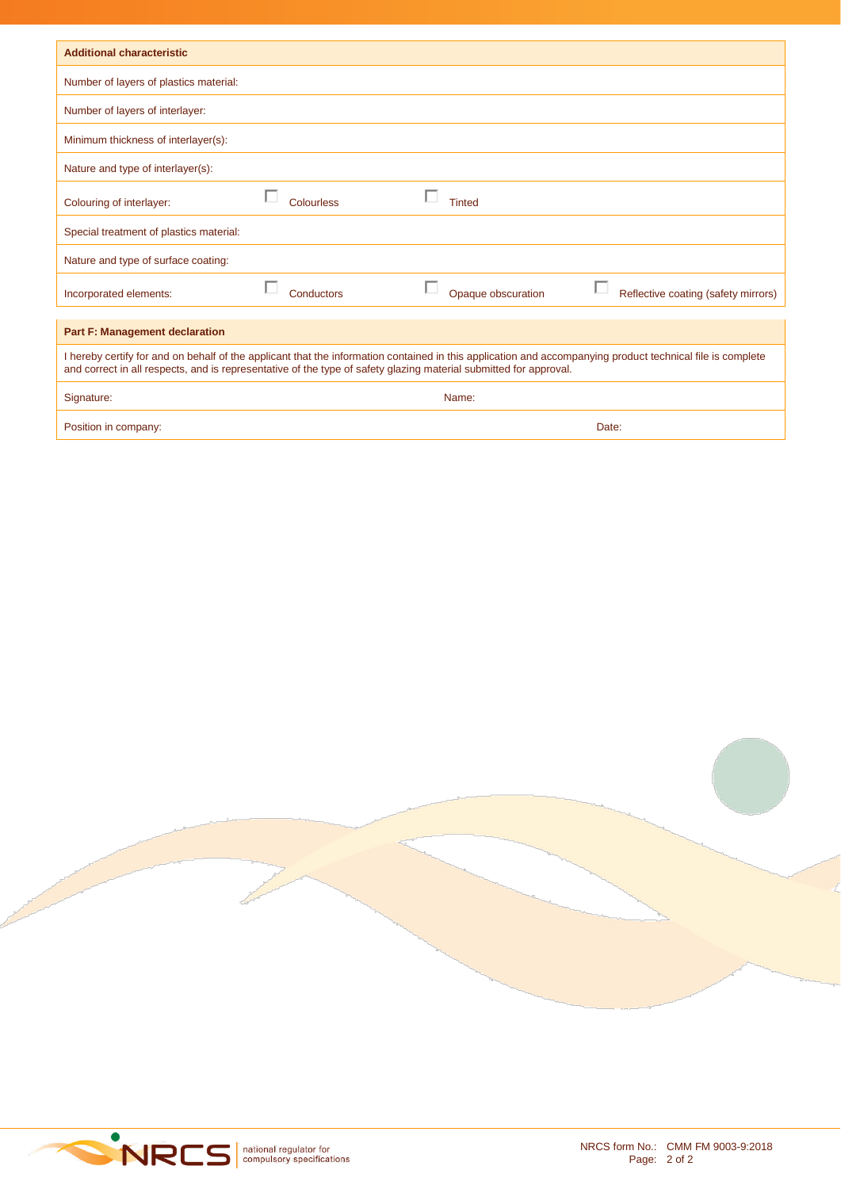| **Additional characteristic** | | | |
|---|---|---|---|
| Number of layers of plastics material: | | | |
| Number of layers of interlayer: | | | |
| Minimum thickness of interlayer(s): | | | |
| Nature and type of interlayer(s): | | | |
| Colouring of interlayer: | ☐ Colourless | ☐ Tinted | |
| Special treatment of plastics material: | | | |
| Nature and type of surface coating: | | | |
| Incorporated elements: | ☐ Conductors | ☐ Opaque obscuration | ☐ Reflective coating (safety mirrors) |

| **Part F: Management declaration** | |
|---|---|
| I hereby certify for and on behalf of the applicant that the information contained in this application and accompanying product technical file is complete and correct in all respects, and is representative of the type of safety glazing material submitted for approval. | |
| Signature: | Name: |
| Position in company: | Date: |

NRCS national regulator for compulsory specifications

NRCS form No.: CMM FM 9003-9:2018